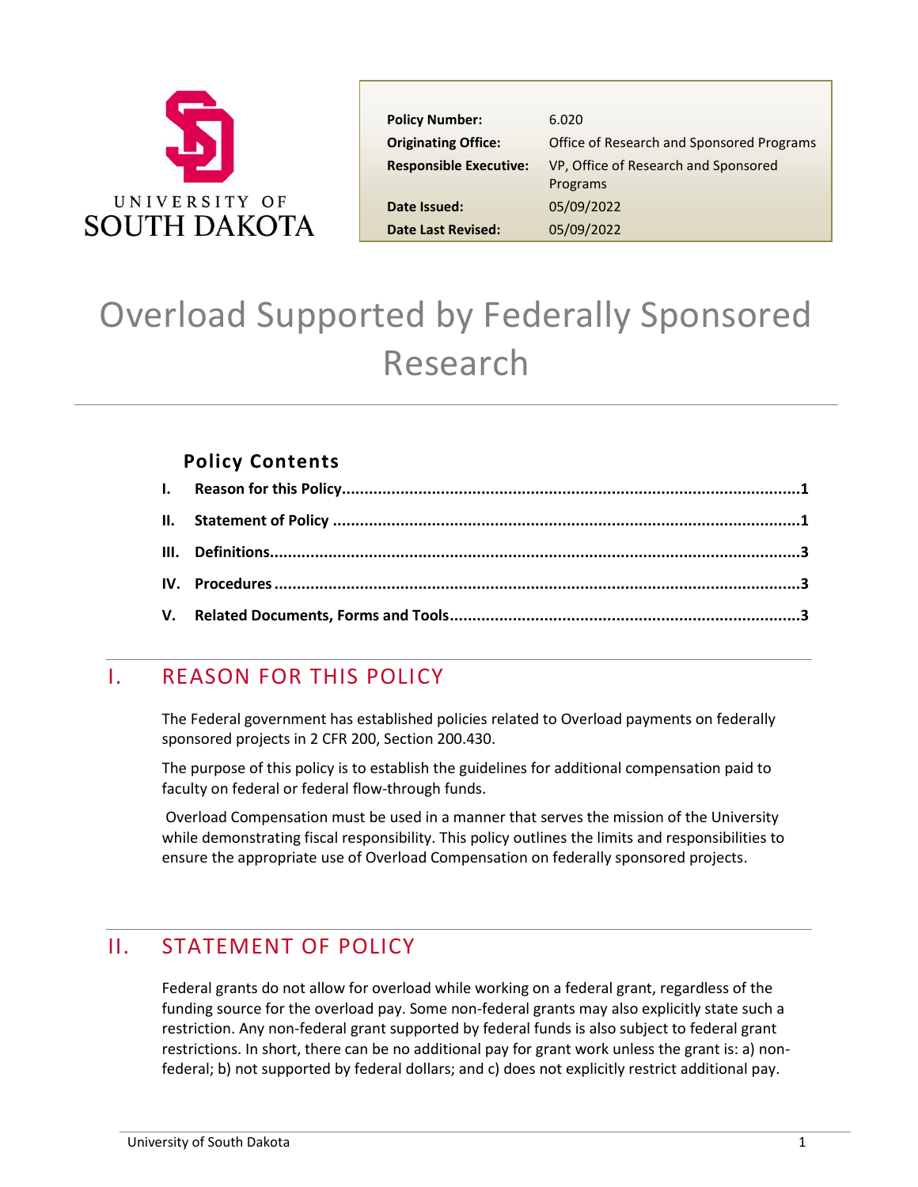UNIVERSITY OF SOUTH DAKOTA

| | |
|---|---|
| **Policy Number:** | 6.020 |
| **Originating Office:** | Office of Research and Sponsored Programs |
| **Responsible Executive:** | VP, Office of Research and Sponsored Programs |
| **Date Issued:** | 05/09/2022 |
| **Date Last Revised:** | 05/09/2022 |

# Overload Supported by Federally Sponsored Research

## Policy Contents

- **I. Reason for this Policy** .......... 1
- **II. Statement of Policy** .......... 1
- **III. Definitions** .......... 3
- **IV. Procedures** .......... 3
- **V. Related Documents, Forms and Tools** .......... 3

## I. REASON FOR THIS POLICY

The Federal government has established policies related to Overload payments on federally sponsored projects in 2 CFR 200, Section 200.430.

The purpose of this policy is to establish the guidelines for additional compensation paid to faculty on federal or federal flow-through funds.

Overload Compensation must be used in a manner that serves the mission of the University while demonstrating fiscal responsibility. This policy outlines the limits and responsibilities to ensure the appropriate use of Overload Compensation on federally sponsored projects.

## II. STATEMENT OF POLICY

Federal grants do not allow for overload while working on a federal grant, regardless of the funding source for the overload pay. Some non-federal grants may also explicitly state such a restriction. Any non-federal grant supported by federal funds is also subject to federal grant restrictions. In short, there can be no additional pay for grant work unless the grant is: a) non-federal; b) not supported by federal dollars; and c) does not explicitly restrict additional pay.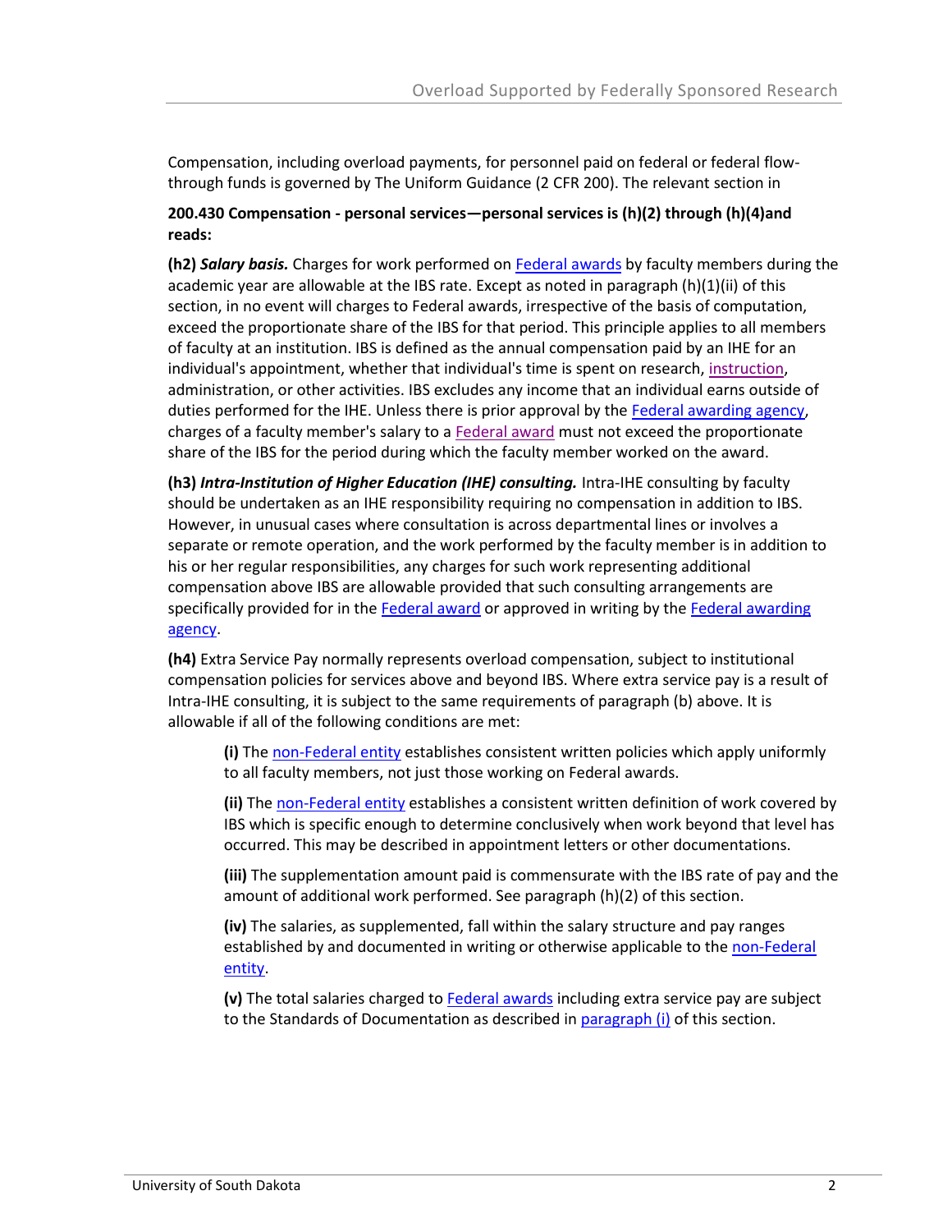Compensation, including overload payments, for personnel paid on federal or federal flow-through funds is governed by The Uniform Guidance (2 CFR 200). The relevant section in

**200.430 Compensation - personal services—personal services is (h)(2) through (h)(4)and reads:**

**(h2)** ***Salary basis.*** Charges for work performed on Federal awards by faculty members during the academic year are allowable at the IBS rate. Except as noted in paragraph (h)(1)(ii) of this section, in no event will charges to Federal awards, irrespective of the basis of computation, exceed the proportionate share of the IBS for that period. This principle applies to all members of faculty at an institution. IBS is defined as the annual compensation paid by an IHE for an individual's appointment, whether that individual's time is spent on research, instruction, administration, or other activities. IBS excludes any income that an individual earns outside of duties performed for the IHE. Unless there is prior approval by the Federal awarding agency, charges of a faculty member's salary to a Federal award must not exceed the proportionate share of the IBS for the period during which the faculty member worked on the award.

**(h3)** ***Intra-Institution of Higher Education (IHE) consulting.*** Intra-IHE consulting by faculty should be undertaken as an IHE responsibility requiring no compensation in addition to IBS. However, in unusual cases where consultation is across departmental lines or involves a separate or remote operation, and the work performed by the faculty member is in addition to his or her regular responsibilities, any charges for such work representing additional compensation above IBS are allowable provided that such consulting arrangements are specifically provided for in the Federal award or approved in writing by the Federal awarding agency.

**(h4)** Extra Service Pay normally represents overload compensation, subject to institutional compensation policies for services above and beyond IBS. Where extra service pay is a result of Intra-IHE consulting, it is subject to the same requirements of paragraph (b) above. It is allowable if all of the following conditions are met:

> **(i)** The non-Federal entity establishes consistent written policies which apply uniformly to all faculty members, not just those working on Federal awards.
>
> **(ii)** The non-Federal entity establishes a consistent written definition of work covered by IBS which is specific enough to determine conclusively when work beyond that level has occurred. This may be described in appointment letters or other documentations.
>
> **(iii)** The supplementation amount paid is commensurate with the IBS rate of pay and the amount of additional work performed. See paragraph (h)(2) of this section.
>
> **(iv)** The salaries, as supplemented, fall within the salary structure and pay ranges established by and documented in writing or otherwise applicable to the non-Federal entity.
>
> **(v)** The total salaries charged to Federal awards including extra service pay are subject to the Standards of Documentation as described in paragraph (i) of this section.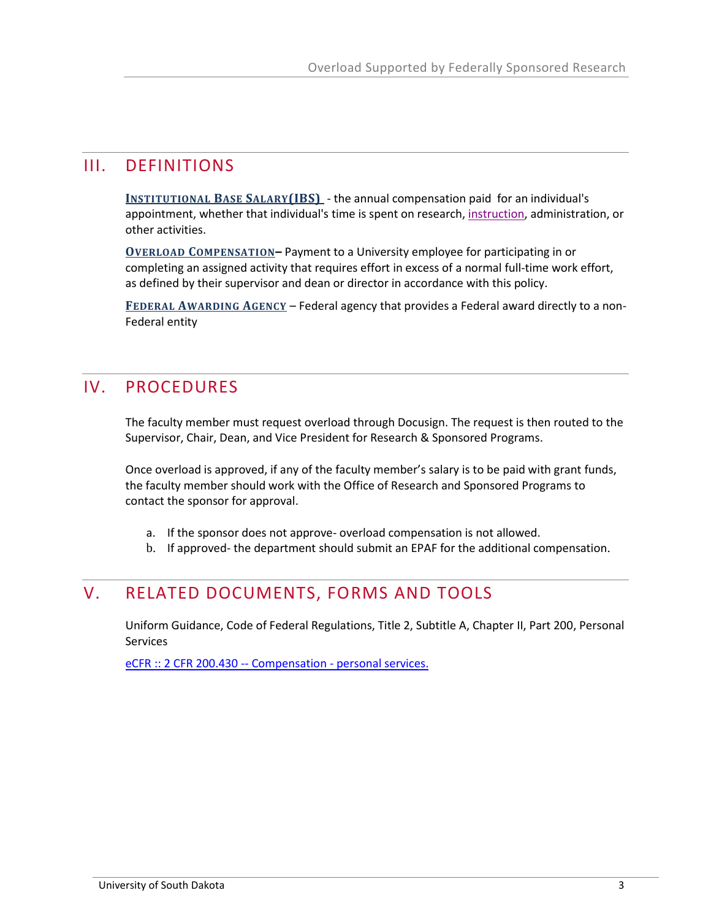## III. DEFINITIONS

**INSTITUTIONAL BASE SALARY(IBS)** - the annual compensation paid for an individual's appointment, whether that individual's time is spent on research, instruction, administration, or other activities.

**OVERLOAD COMPENSATION–** Payment to a University employee for participating in or completing an assigned activity that requires effort in excess of a normal full-time work effort, as defined by their supervisor and dean or director in accordance with this policy.

**FEDERAL AWARDING AGENCY** – Federal agency that provides a Federal award directly to a non-Federal entity

## IV. PROCEDURES

The faculty member must request overload through Docusign. The request is then routed to the Supervisor, Chair, Dean, and Vice President for Research & Sponsored Programs.

Once overload is approved, if any of the faculty member's salary is to be paid with grant funds, the faculty member should work with the Office of Research and Sponsored Programs to contact the sponsor for approval.

a. If the sponsor does not approve- overload compensation is not allowed.
b. If approved- the department should submit an EPAF for the additional compensation.

## V. RELATED DOCUMENTS, FORMS AND TOOLS

Uniform Guidance, Code of Federal Regulations, Title 2, Subtitle A, Chapter II, Part 200, Personal Services

eCFR :: 2 CFR 200.430 -- Compensation - personal services.